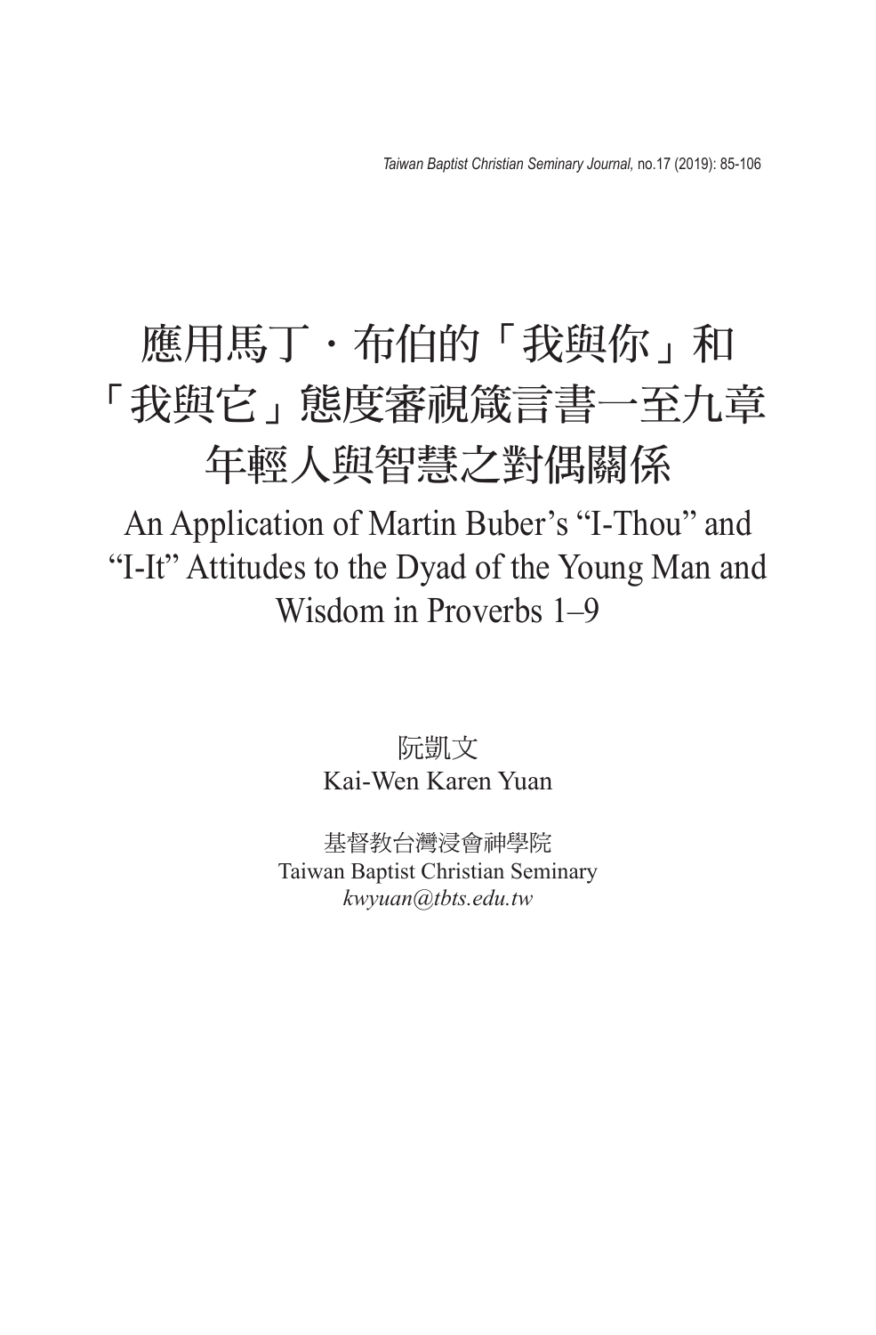# 應用馬丁・布伯的「我與你」和「我與它」態度審視箴言書一至九章年輕人與智慧之對偶關係

# An Application of Martin Buber's "I-Thou" and "I-It" Attitudes to the Dyad of the Young Man and Wisdom in Proverbs 1–9

阮凱文
Kai-Wen Karen Yuan

基督教台灣浸會神學院
Taiwan Baptist Christian Seminary
*kwyuan@tbts.edu.tw*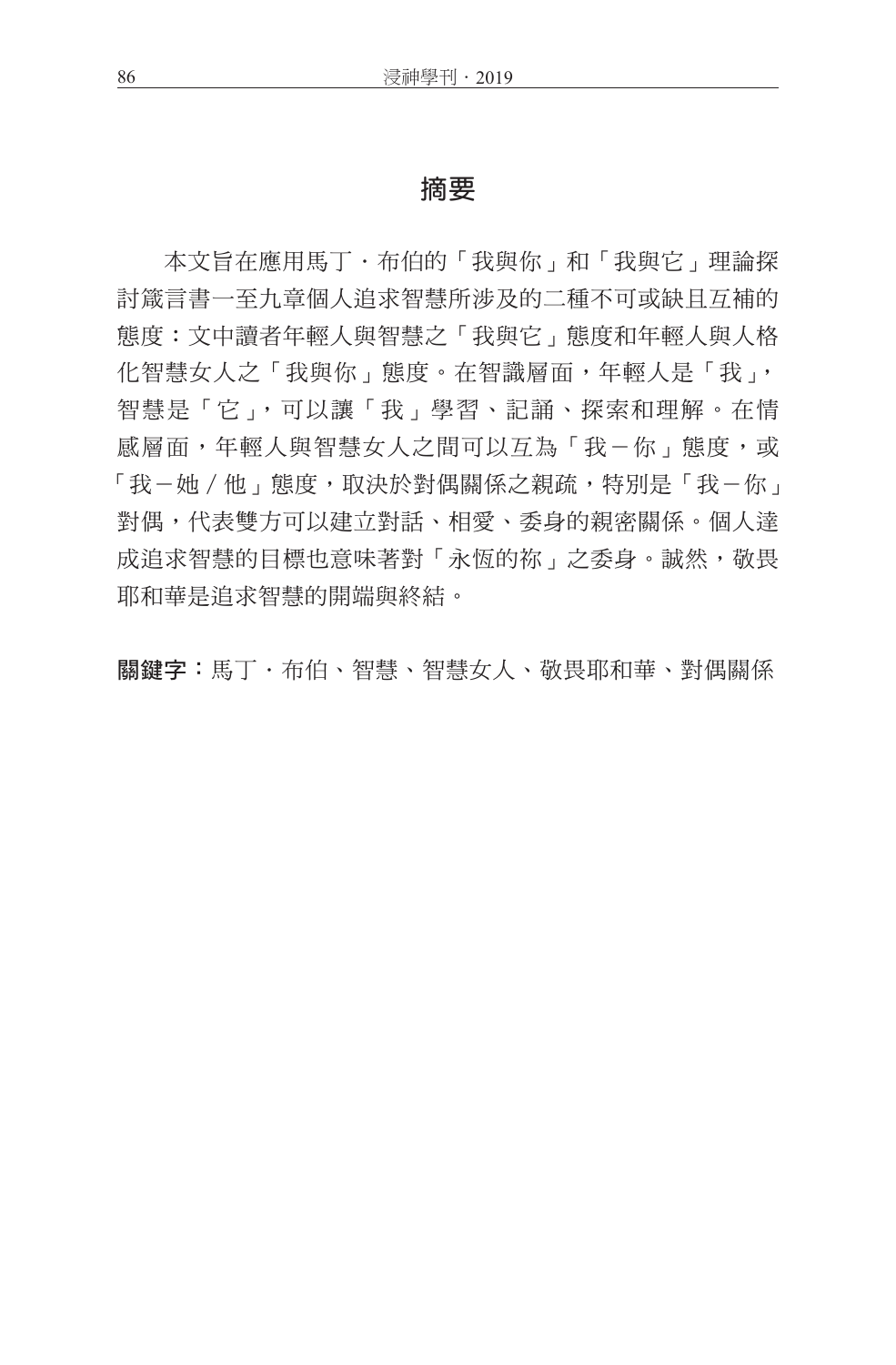# 摘要

本文旨在應用馬丁・布伯的「我與你」和「我與它」理論探討箴言書一至九章個人追求智慧所涉及的二種不可或缺且互補的態度：文中讀者年輕人與智慧之「我與它」態度和年輕人與人格化智慧女人之「我與你」態度。在智識層面，年輕人是「我」，智慧是「它」，可以讓「我」學習、記誦、探索和理解。在情感層面，年輕人與智慧女人之間可以互為「我－你」態度，或「我－她／他」態度，取決於對偶關係之親疏，特別是「我－你」對偶，代表雙方可以建立對話、相愛、委身的親密關係。個人達成追求智慧的目標也意味著對「永恆的祢」之委身。誠然，敬畏耶和華是追求智慧的開端與終結。

**關鍵字**：馬丁・布伯、智慧、智慧女人、敬畏耶和華、對偶關係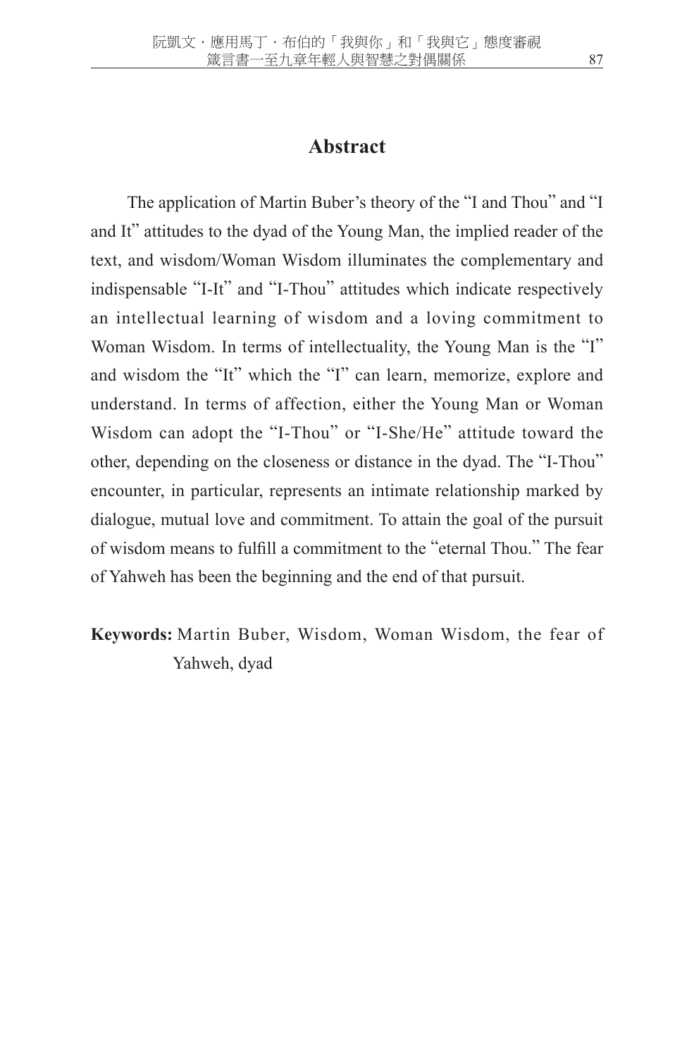## Abstract

The application of Martin Buber's theory of the “I and Thou” and “I and It” attitudes to the dyad of the Young Man, the implied reader of the text, and wisdom/Woman Wisdom illuminates the complementary and indispensable “I-It” and “I-Thou” attitudes which indicate respectively an intellectual learning of wisdom and a loving commitment to Woman Wisdom. In terms of intellectuality, the Young Man is the “I” and wisdom the “It” which the “I” can learn, memorize, explore and understand. In terms of affection, either the Young Man or Woman Wisdom can adopt the “I-Thou” or “I-She/He” attitude toward the other, depending on the closeness or distance in the dyad. The “I-Thou” encounter, in particular, represents an intimate relationship marked by dialogue, mutual love and commitment. To attain the goal of the pursuit of wisdom means to fulfill a commitment to the “eternal Thou.” The fear of Yahweh has been the beginning and the end of that pursuit.

**Keywords:** Martin Buber, Wisdom, Woman Wisdom, the fear of Yahweh, dyad